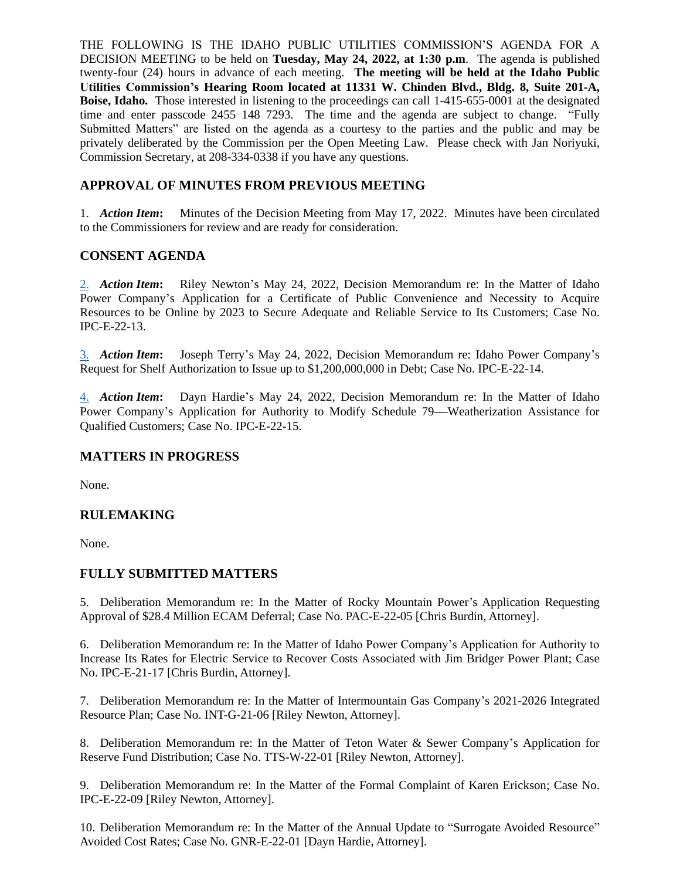THE FOLLOWING IS THE IDAHO PUBLIC UTILITIES COMMISSION'S AGENDA FOR A DECISION MEETING to be held on **Tuesday, May 24, 2022, at 1:30 p.m**. The agenda is published twenty-four (24) hours in advance of each meeting. **The meeting will be held at the Idaho Public Utilities Commission's Hearing Room located at 11331 W. Chinden Blvd., Bldg. 8, Suite 201-A, Boise, Idaho.** Those interested in listening to the proceedings can call 1-415-655-0001 at the designated time and enter passcode 2455 148 7293. The time and the agenda are subject to change. "Fully Submitted Matters" are listed on the agenda as a courtesy to the parties and the public and may be privately deliberated by the Commission per the Open Meeting Law. Please check with Jan Noriyuki, Commission Secretary, at 208-334-0338 if you have any questions.

## APPROVAL OF MINUTES FROM PREVIOUS MEETING

1. ***Action Item*:** Minutes of the Decision Meeting from May 17, 2022. Minutes have been circulated to the Commissioners for review and are ready for consideration.

## CONSENT AGENDA

2. ***Action Item*:** Riley Newton's May 24, 2022, Decision Memorandum re: In the Matter of Idaho Power Company's Application for a Certificate of Public Convenience and Necessity to Acquire Resources to be Online by 2023 to Secure Adequate and Reliable Service to Its Customers; Case No. IPC-E-22-13.

3. ***Action Item*:** Joseph Terry's May 24, 2022, Decision Memorandum re: Idaho Power Company's Request for Shelf Authorization to Issue up to $1,200,000,000 in Debt; Case No. IPC-E-22-14.

4. ***Action Item*:** Dayn Hardie's May 24, 2022, Decision Memorandum re: In the Matter of Idaho Power Company's Application for Authority to Modify Schedule 79—Weatherization Assistance for Qualified Customers; Case No. IPC-E-22-15.

## MATTERS IN PROGRESS

None.

## RULEMAKING

None.

## FULLY SUBMITTED MATTERS

5. Deliberation Memorandum re: In the Matter of Rocky Mountain Power's Application Requesting Approval of $28.4 Million ECAM Deferral; Case No. PAC-E-22-05 [Chris Burdin, Attorney].

6. Deliberation Memorandum re: In the Matter of Idaho Power Company's Application for Authority to Increase Its Rates for Electric Service to Recover Costs Associated with Jim Bridger Power Plant; Case No. IPC-E-21-17 [Chris Burdin, Attorney].

7. Deliberation Memorandum re: In the Matter of Intermountain Gas Company's 2021-2026 Integrated Resource Plan; Case No. INT-G-21-06 [Riley Newton, Attorney].

8. Deliberation Memorandum re: In the Matter of Teton Water & Sewer Company's Application for Reserve Fund Distribution; Case No. TTS-W-22-01 [Riley Newton, Attorney].

9. Deliberation Memorandum re: In the Matter of the Formal Complaint of Karen Erickson; Case No. IPC-E-22-09 [Riley Newton, Attorney].

10. Deliberation Memorandum re: In the Matter of the Annual Update to "Surrogate Avoided Resource" Avoided Cost Rates; Case No. GNR-E-22-01 [Dayn Hardie, Attorney].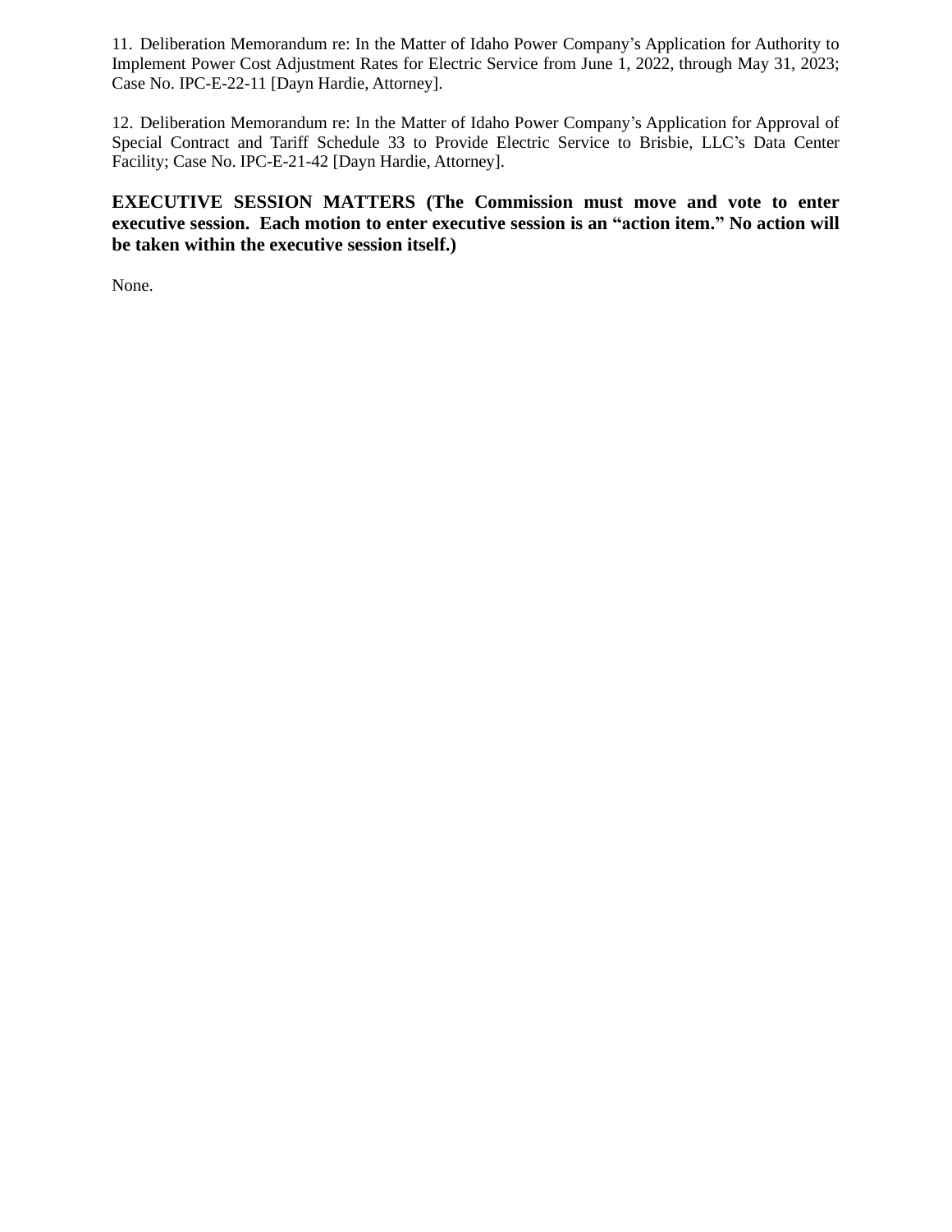11. Deliberation Memorandum re: In the Matter of Idaho Power Company's Application for Authority to Implement Power Cost Adjustment Rates for Electric Service from June 1, 2022, through May 31, 2023; Case No. IPC-E-22-11 [Dayn Hardie, Attorney].

12. Deliberation Memorandum re: In the Matter of Idaho Power Company's Application for Approval of Special Contract and Tariff Schedule 33 to Provide Electric Service to Brisbie, LLC's Data Center Facility; Case No. IPC-E-21-42 [Dayn Hardie, Attorney].

**EXECUTIVE SESSION MATTERS (The Commission must move and vote to enter executive session. Each motion to enter executive session is an "action item." No action will be taken within the executive session itself.)**

None.